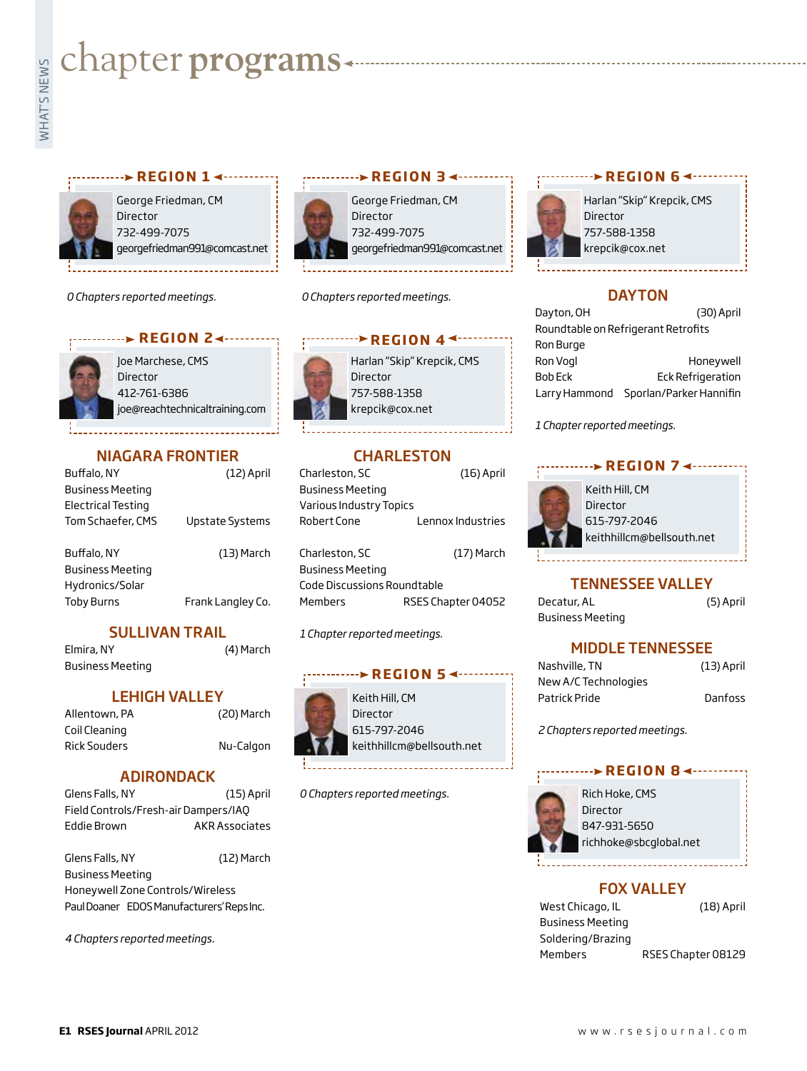# chapter programs

## REGION 1

George Friedman, CM
Director
732-499-7075
georgefriedman991@comcast.net

*0 Chapters reported meetings.*

## REGION 2

Joe Marchese, CMS
Director
412-761-6386
joe@reachtechnicaltraining.com

### NIAGARA FRONTIER

| | |
|---|---|
| Buffalo, NY | (12) April |
| Business Meeting | |
| Electrical Testing | |
| Tom Schaefer, CMS | Upstate Systems |

| | |
|---|---|
| Buffalo, NY | (13) March |
| Business Meeting | |
| Hydronics/Solar | |
| Toby Burns | Frank Langley Co. |

### SULLIVAN TRAIL

| | |
|---|---|
| Elmira, NY | (4) March |
| Business Meeting | |

### LEHIGH VALLEY

| | |
|---|---|
| Allentown, PA | (20) March |
| Coil Cleaning | |
| Rick Souders | Nu-Calgon |

### ADIRONDACK

| | |
|---|---|
| Glens Falls, NY | (15) April |
| Field Controls/Fresh-air Dampers/IAQ | |
| Eddie Brown | AKR Associates |

| | |
|---|---|
| Glens Falls, NY | (12) March |
| Business Meeting | |
| Honeywell Zone Controls/Wireless | |
| Paul Doaner | EDOS Manufacturers' Reps Inc. |

*4 Chapters reported meetings.*

## REGION 3

George Friedman, CM
Director
732-499-7075
georgefriedman991@comcast.net

*0 Chapters reported meetings.*

## REGION 4

Harlan "Skip" Krepcik, CMS
Director
757-588-1358
krepcik@cox.net

### CHARLESTON

| | |
|---|---|
| Charleston, SC | (16) April |
| Business Meeting | |
| Various Industry Topics | |
| Robert Cone | Lennox Industries |

| | |
|---|---|
| Charleston, SC | (17) March |
| Business Meeting | |
| Code Discussions Roundtable | |
| Members | RSES Chapter 04052 |

*1 Chapter reported meetings.*

## REGION 5

Keith Hill, CM
Director
615-797-2046
keithhillcm@bellsouth.net

*0 Chapters reported meetings.*

## REGION 6

Harlan "Skip" Krepcik, CMS
Director
757-588-1358
krepcik@cox.net

### DAYTON

| | |
|---|---|
| Dayton, OH | (30) April |
| Roundtable on Refrigerant Retrofits | |
| Ron Burge | |
| Ron Vogl | Honeywell |
| Bob Eck | Eck Refrigeration |
| Larry Hammond | Sporlan/Parker Hannifin |

*1 Chapter reported meetings.*

## REGION 7

Keith Hill, CM
Director
615-797-2046
keithhillcm@bellsouth.net

### TENNESSEE VALLEY

| | |
|---|---|
| Decatur, AL | (5) April |
| Business Meeting | |

### MIDDLE TENNESSEE

| | |
|---|---|
| Nashville, TN | (13) April |
| New A/C Technologies | |
| Patrick Pride | Danfoss |

*2 Chapters reported meetings.*

## REGION 8

Rich Hoke, CMS
Director
847-931-5650
richhoke@sbcglobal.net

### FOX VALLEY

| | |
|---|---|
| West Chicago, IL | (18) April |
| Business Meeting | |
| Soldering/Brazing | |
| Members | RSES Chapter 08129 |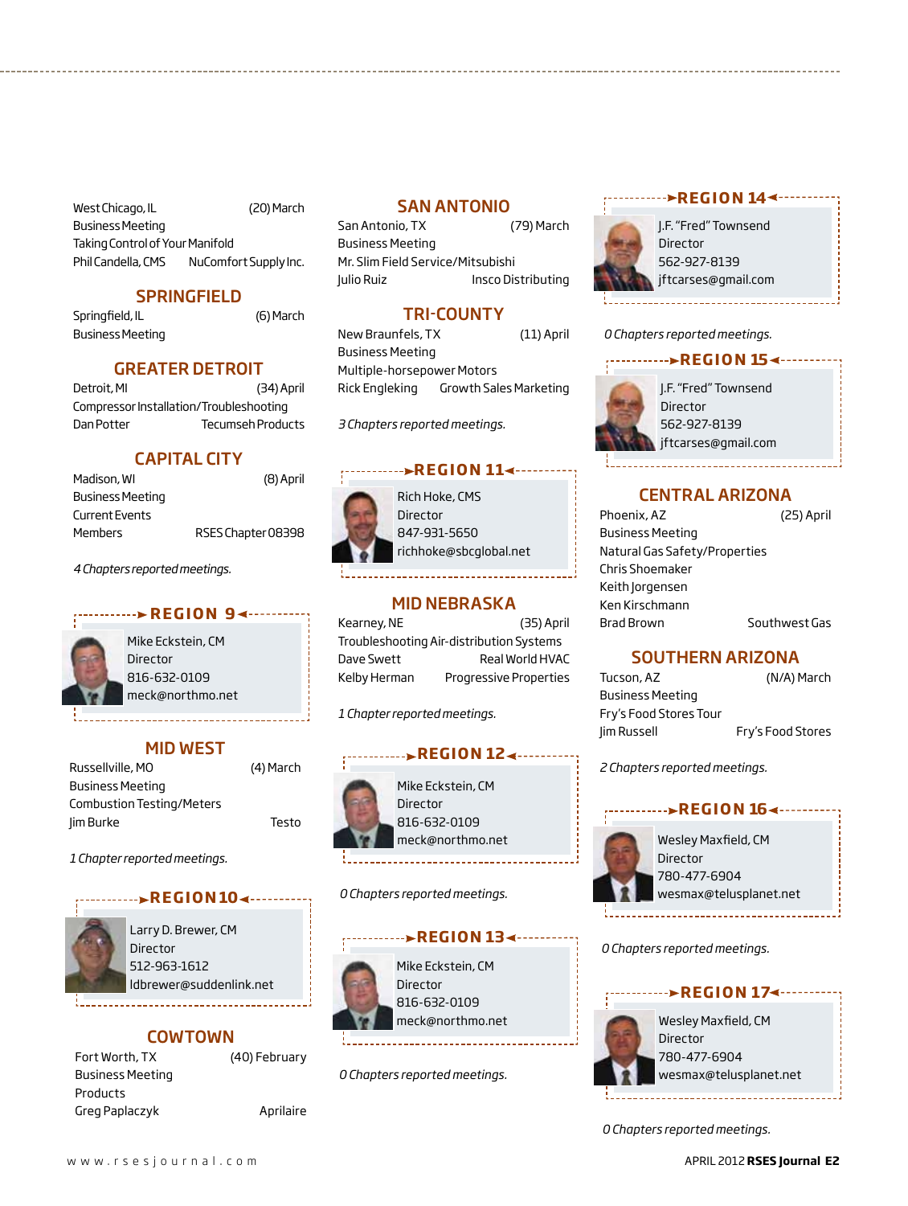West Chicago, IL (20) March
Business Meeting
Taking Control of Your Manifold
Phil Candella, CMS NuComfort Supply Inc.

## SPRINGFIELD

Springfield, IL (6) March
Business Meeting

## GREATER DETROIT

Detroit, MI (34) April
Compressor Installation/Troubleshooting
Dan Potter Tecumseh Products

## CAPITAL CITY

Madison, WI (8) April
Business Meeting
Current Events
Members RSES Chapter 08398

*4 Chapters reported meetings.*

## REGION 9

Mike Eckstein, CM
Director
816-632-0109
meck@northmo.net

## MID WEST

Russellville, MO (4) March
Business Meeting
Combustion Testing/Meters
Jim Burke Testo

*1 Chapter reported meetings.*

## REGION 10

Larry D. Brewer, CM
Director
512-963-1612
ldbrewer@suddenlink.net

## COWTOWN

Fort Worth, TX (40) February
Business Meeting
Products
Greg Paplaczyk Aprilaire

## SAN ANTONIO

San Antonio, TX (79) March
Business Meeting
Mr. Slim Field Service/Mitsubishi
Julio Ruiz Insco Distributing

## TRI-COUNTY

New Braunfels, TX (11) April
Business Meeting
Multiple-horsepower Motors
Rick Engleking Growth Sales Marketing

*3 Chapters reported meetings.*

## REGION 11

Rich Hoke, CMS
Director
847-931-5650
richhoke@sbcglobal.net

## MID NEBRASKA

Kearney, NE (35) April
Troubleshooting Air-distribution Systems
Dave Swett Real World HVAC
Kelby Herman Progressive Properties

*1 Chapter reported meetings.*

## REGION 12

Mike Eckstein, CM
Director
816-632-0109
meck@northmo.net

*0 Chapters reported meetings.*

## REGION 13

Mike Eckstein, CM
Director
816-632-0109
meck@northmo.net

*0 Chapters reported meetings.*

## REGION 14

J.F. "Fred" Townsend
Director
562-927-8139
jftcarses@gmail.com

*0 Chapters reported meetings.*

## REGION 15

J.F. "Fred" Townsend
Director
562-927-8139
jftcarses@gmail.com

## CENTRAL ARIZONA

Phoenix, AZ (25) April
Business Meeting
Natural Gas Safety/Properties
Chris Shoemaker
Keith Jorgensen
Ken Kirschmann
Brad Brown Southwest Gas

## SOUTHERN ARIZONA

Tucson, AZ (N/A) March
Business Meeting
Fry's Food Stores Tour
Jim Russell Fry's Food Stores

*2 Chapters reported meetings.*

## REGION 16

Wesley Maxfield, CM
Director
780-477-6904
wesmax@telusplanet.net

*0 Chapters reported meetings.*

## REGION 17

Wesley Maxfield, CM
Director
780-477-6904
wesmax@telusplanet.net

*0 Chapters reported meetings.*